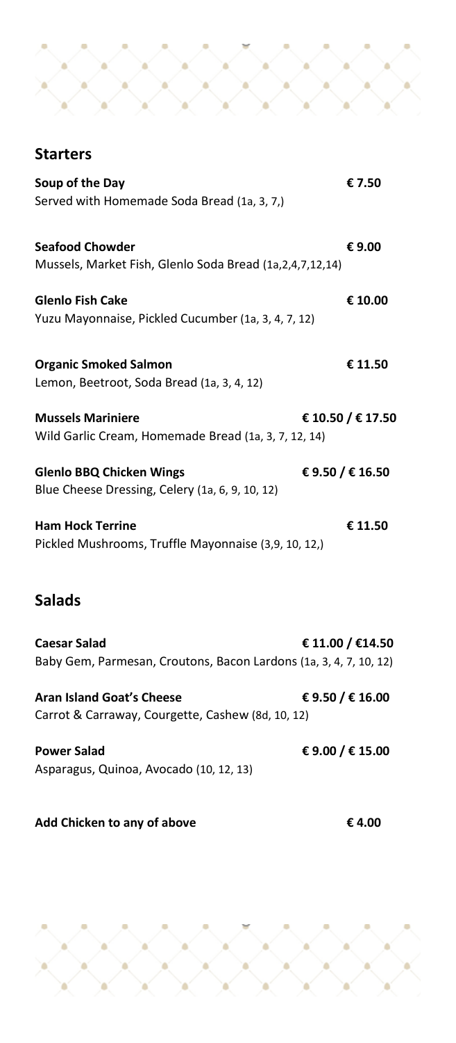## Starters

**Soup of the Day** — **€ 7.50**
Served with Homemade Soda Bread (1a, 3, 7,)

**Seafood Chowder** — **€ 9.00**
Mussels, Market Fish, Glenlo Soda Bread (1a,2,4,7,12,14)

**Glenlo Fish Cake** — **€ 10.00**
Yuzu Mayonnaise, Pickled Cucumber (1a, 3, 4, 7, 12)

**Organic Smoked Salmon** — **€ 11.50**
Lemon, Beetroot, Soda Bread (1a, 3, 4, 12)

**Mussels Mariniere** — **€ 10.50 / € 17.50**
Wild Garlic Cream, Homemade Bread (1a, 3, 7, 12, 14)

**Glenlo BBQ Chicken Wings** — **€ 9.50 / € 16.50**
Blue Cheese Dressing, Celery (1a, 6, 9, 10, 12)

**Ham Hock Terrine** — **€ 11.50**
Pickled Mushrooms, Truffle Mayonnaise (3,9, 10, 12,)

## Salads

**Caesar Salad** — **€ 11.00 / €14.50**
Baby Gem, Parmesan, Croutons, Bacon Lardons (1a, 3, 4, 7, 10, 12)

**Aran Island Goat's Cheese** — **€ 9.50 / € 16.00**
Carrot & Carraway, Courgette, Cashew (8d, 10, 12)

**Power Salad** — **€ 9.00 / € 15.00**
Asparagus, Quinoa, Avocado (10, 12, 13)

**Add Chicken to any of above** — **€ 4.00**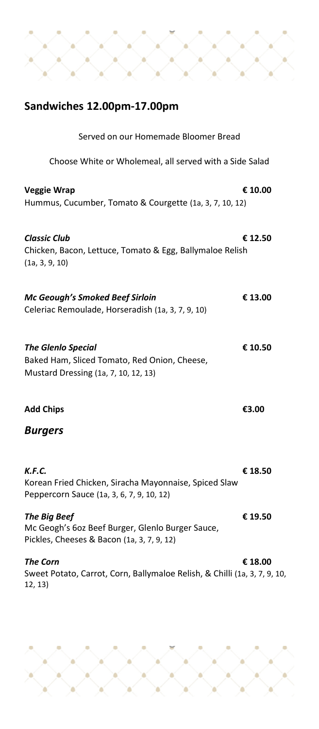## Sandwiches 12.00pm-17.00pm

Served on our Homemade Bloomer Bread

Choose White or Wholemeal, all served with a Side Salad

**Veggie Wrap** **€ 10.00**
Hummus, Cucumber, Tomato & Courgette (1a, 3, 7, 10, 12)

***Classic Club*** **€ 12.50**
Chicken, Bacon, Lettuce, Tomato & Egg, Ballymaloe Relish (1a, 3, 9, 10)

***Mc Geough's Smoked Beef Sirloin*** **€ 13.00**
Celeriac Remoulade, Horseradish (1a, 3, 7, 9, 10)

***The Glenlo Special*** **€ 10.50**
Baked Ham, Sliced Tomato, Red Onion, Cheese, Mustard Dressing (1a, 7, 10, 12, 13)

**Add Chips** **€3.00**

## *Burgers*

***K.F.C.*** **€ 18.50**
Korean Fried Chicken, Siracha Mayonnaise, Spiced Slaw Peppercorn Sauce (1a, 3, 6, 7, 9, 10, 12)

***The Big Beef*** **€ 19.50**
Mc Geogh's 6oz Beef Burger, Glenlo Burger Sauce, Pickles, Cheeses & Bacon (1a, 3, 7, 9, 12)

***The Corn*** **€ 18.00**
Sweet Potato, Carrot, Corn, Ballymaloe Relish, & Chilli (1a, 3, 7, 9, 10, 12, 13)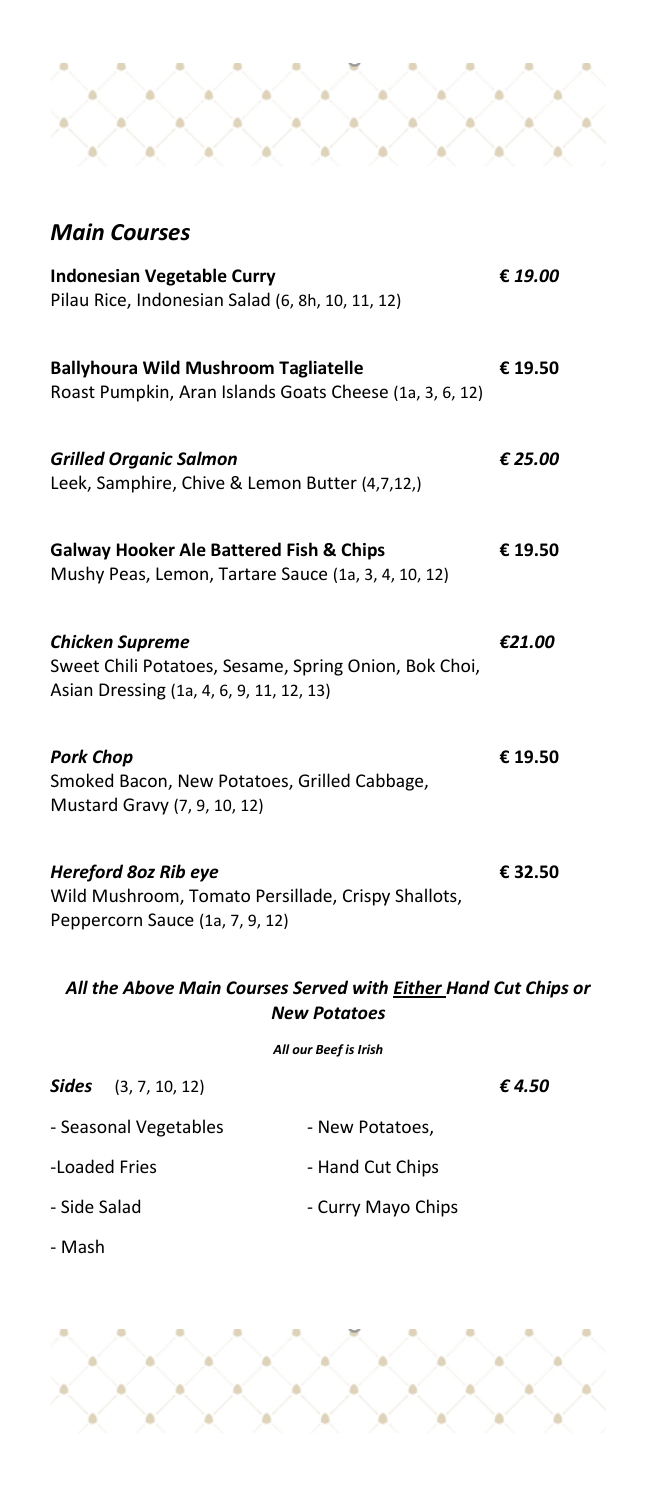## *Main Courses*

**Indonesian Vegetable Curry** *€ 19.00*
Pilau Rice, Indonesian Salad (6, 8h, 10, 11, 12)

**Ballyhoura Wild Mushroom Tagliatelle** **€ 19.50**
Roast Pumpkin, Aran Islands Goats Cheese (1a, 3, 6, 12)

***Grilled Organic Salmon*** *€ 25.00*
Leek, Samphire, Chive & Lemon Butter (4,7,12,)

**Galway Hooker Ale Battered Fish & Chips** **€ 19.50**
Mushy Peas, Lemon, Tartare Sauce (1a, 3, 4, 10, 12)

***Chicken Supreme*** *€21.00*
Sweet Chili Potatoes, Sesame, Spring Onion, Bok Choi, Asian Dressing (1a, 4, 6, 9, 11, 12, 13)

***Pork Chop*** **€ 19.50**
Smoked Bacon, New Potatoes, Grilled Cabbage, Mustard Gravy (7, 9, 10, 12)

***Hereford 8oz Rib eye*** **€ 32.50**
Wild Mushroom, Tomato Persillade, Crispy Shallots, Peppercorn Sauce (1a, 7, 9, 12)

***All the Above Main Courses Served with Either Hand Cut Chips or New Potatoes***

***All our Beef is Irish***

***Sides*** (3, 7, 10, 12) *€ 4.50*

- Seasonal Vegetables
- New Potatoes,
- Loaded Fries
- Hand Cut Chips
- Side Salad
- Curry Mayo Chips
- Mash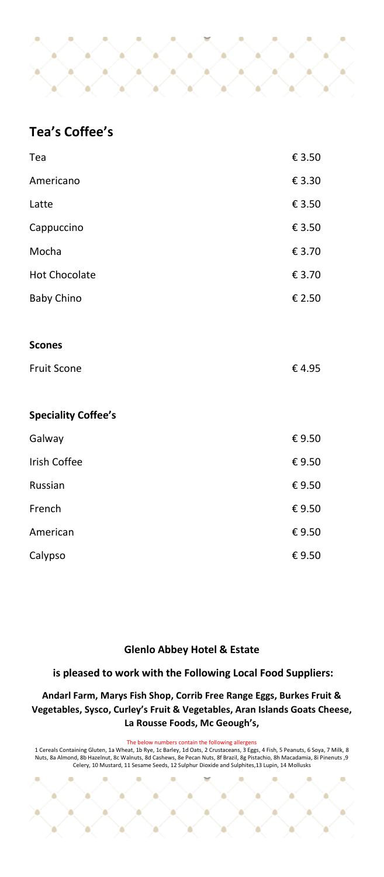## Tea's Coffee's

| | |
|---|---|
| Tea | € 3.50 |
| Americano | € 3.30 |
| Latte | € 3.50 |
| Cappuccino | € 3.50 |
| Mocha | € 3.70 |
| Hot Chocolate | € 3.70 |
| Baby Chino | € 2.50 |

**Scones**

| | |
|---|---|
| Fruit Scone | € 4.95 |

**Speciality Coffee's**

| | |
|---|---|
| Galway | € 9.50 |
| Irish Coffee | € 9.50 |
| Russian | € 9.50 |
| French | € 9.50 |
| American | € 9.50 |
| Calypso | € 9.50 |

**Glenlo Abbey Hotel & Estate**

**is pleased to work with the Following Local Food Suppliers:**

**Andarl Farm, Marys Fish Shop, Corrib Free Range Eggs, Burkes Fruit & Vegetables, Sysco, Curley's Fruit & Vegetables, Aran Islands Goats Cheese, La Rousse Foods, Mc Geough's,**

The below numbers contain the following allergens

1 Cereals Containing Gluten, 1a Wheat, 1b Rye, 1c Barley, 1d Oats, 2 Crustaceans, 3 Eggs, 4 Fish, 5 Peanuts, 6 Soya, 7 Milk, 8 Nuts, 8a Almond, 8b Hazelnut, 8c Walnuts, 8d Cashews, 8e Pecan Nuts, 8f Brazil, 8g Pistachio, 8h Macadamia, 8i Pinenuts ,9 Celery, 10 Mustard, 11 Sesame Seeds, 12 Sulphur Dioxide and Sulphites,13 Lupin, 14 Mollusks